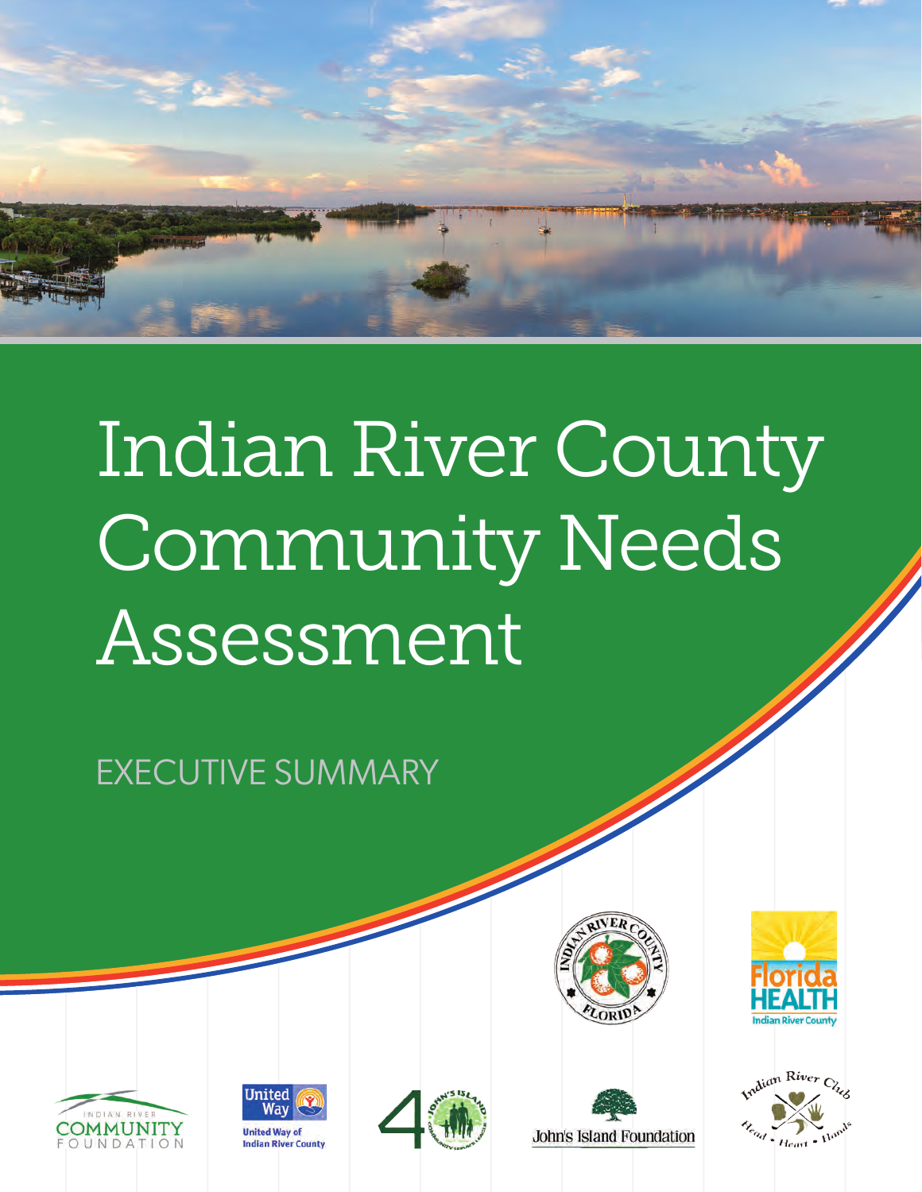# Indian River County Community Needs Assessment

EXECUTIVE SUMMARY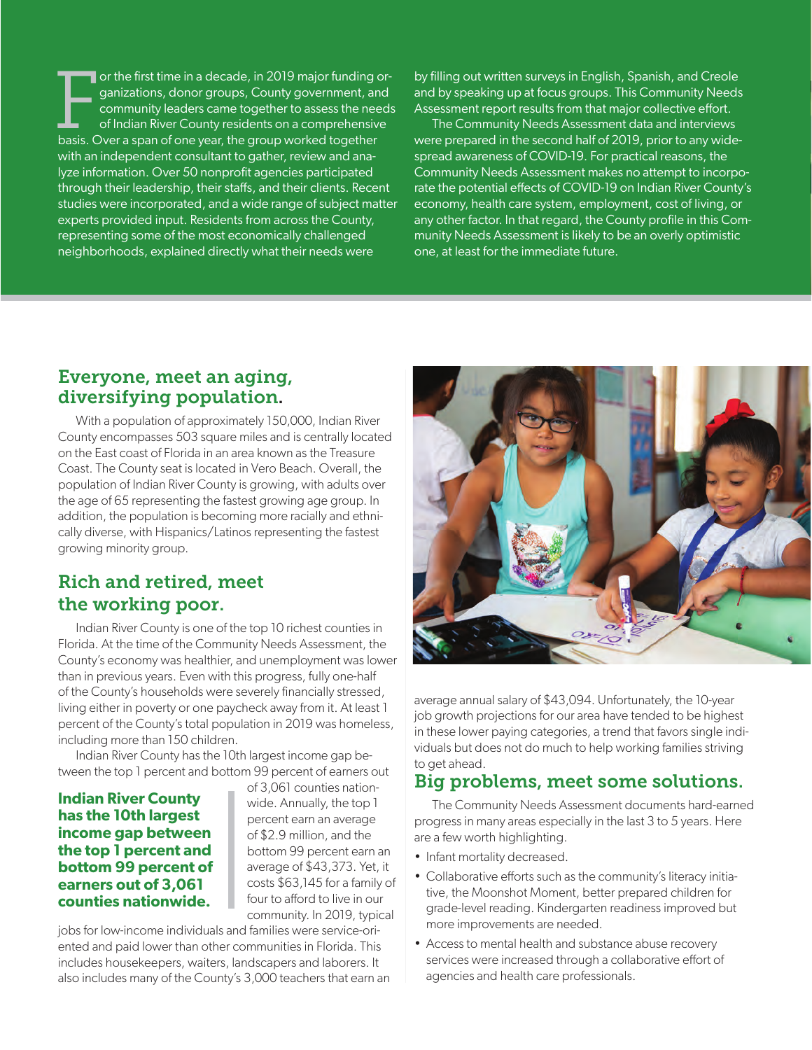For the first time in a decade, in 2019 major funding organizations, donor groups, County government, and community leaders came together to assess the needs of Indian River County residents on a comprehensive basis. Over a span of one year, the group worked together with an independent consultant to gather, review and analyze information. Over 50 nonprofit agencies participated through their leadership, their staffs, and their clients. Recent studies were incorporated, and a wide range of subject matter experts provided input. Residents from across the County, representing some of the most economically challenged neighborhoods, explained directly what their needs were by filling out written surveys in English, Spanish, and Creole and by speaking up at focus groups. This Community Needs Assessment report results from that major collective effort.

The Community Needs Assessment data and interviews were prepared in the second half of 2019, prior to any widespread awareness of COVID-19. For practical reasons, the Community Needs Assessment makes no attempt to incorporate the potential effects of COVID-19 on Indian River County's economy, health care system, employment, cost of living, or any other factor. In that regard, the County profile in this Community Needs Assessment is likely to be an overly optimistic one, at least for the immediate future.

## Everyone, meet an aging, diversifying population.

With a population of approximately 150,000, Indian River County encompasses 503 square miles and is centrally located on the East coast of Florida in an area known as the Treasure Coast. The County seat is located in Vero Beach. Overall, the population of Indian River County is growing, with adults over the age of 65 representing the fastest growing age group. In addition, the population is becoming more racially and ethnically diverse, with Hispanics/Latinos representing the fastest growing minority group.

## Rich and retired, meet the working poor.

Indian River County is one of the top 10 richest counties in Florida. At the time of the Community Needs Assessment, the County's economy was healthier, and unemployment was lower than in previous years. Even with this progress, fully one-half of the County's households were severely financially stressed, living either in poverty or one paycheck away from it. At least 1 percent of the County's total population in 2019 was homeless, including more than 150 children.

Indian River County has the 10th largest income gap between the top 1 percent and bottom 99 percent of earners out of 3,061 counties nationwide. Annually, the top 1 percent earn an average of $2.9 million, and the bottom 99 percent earn an average of $43,373. Yet, it costs $63,145 for a family of four to afford to live in our community. In 2019, typical jobs for low-income individuals and families were service-oriented and paid lower than other communities in Florida. This includes housekeepers, waiters, landscapers and laborers. It also includes many of the County's 3,000 teachers that earn an average annual salary of $43,094. Unfortunately, the 10-year job growth projections for our area have tended to be highest in these lower paying categories, a trend that favors single individuals but does not do much to help working families striving to get ahead.

**Indian River County has the 10th largest income gap between the top 1 percent and bottom 99 percent of earners out of 3,061 counties nationwide.**

## Big problems, meet some solutions.

The Community Needs Assessment documents hard-earned progress in many areas especially in the last 3 to 5 years. Here are a few worth highlighting.

- Infant mortality decreased.
- Collaborative efforts such as the community's literacy initiative, the Moonshot Moment, better prepared children for grade-level reading. Kindergarten readiness improved but more improvements are needed.
- Access to mental health and substance abuse recovery services were increased through a collaborative effort of agencies and health care professionals.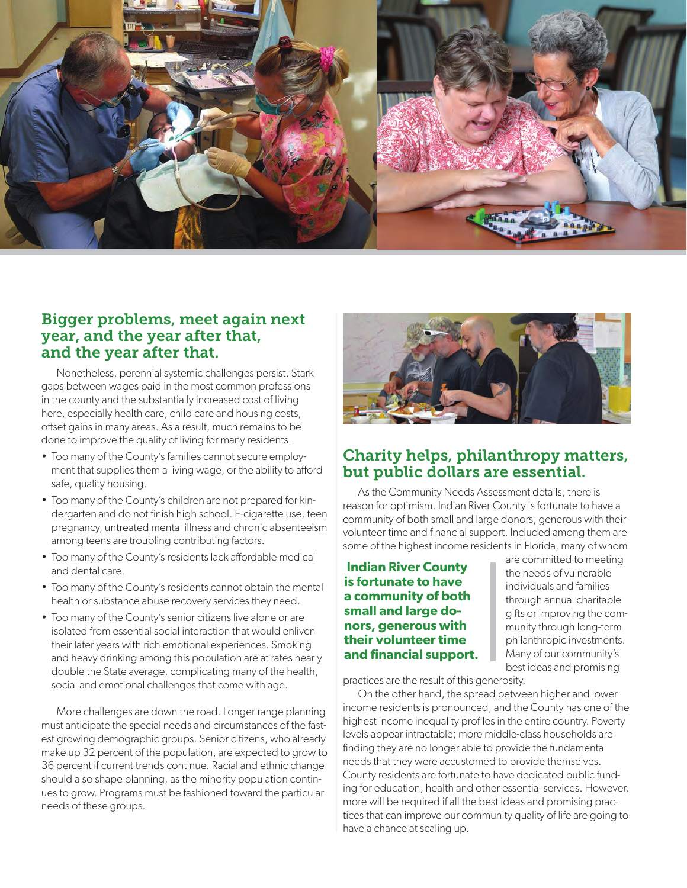## Bigger problems, meet again next year, and the year after that, and the year after that.

Nonetheless, perennial systemic challenges persist. Stark gaps between wages paid in the most common professions in the county and the substantially increased cost of living here, especially health care, child care and housing costs, offset gains in many areas. As a result, much remains to be done to improve the quality of living for many residents.

- Too many of the County's families cannot secure employment that supplies them a living wage, or the ability to afford safe, quality housing.
- Too many of the County's children are not prepared for kindergarten and do not finish high school. E-cigarette use, teen pregnancy, untreated mental illness and chronic absenteeism among teens are troubling contributing factors.
- Too many of the County's residents lack affordable medical and dental care.
- Too many of the County's residents cannot obtain the mental health or substance abuse recovery services they need.
- Too many of the County's senior citizens live alone or are isolated from essential social interaction that would enliven their later years with rich emotional experiences. Smoking and heavy drinking among this population are at rates nearly double the State average, complicating many of the health, social and emotional challenges that come with age.

More challenges are down the road. Longer range planning must anticipate the special needs and circumstances of the fastest growing demographic groups. Senior citizens, who already make up 32 percent of the population, are expected to grow to 36 percent if current trends continue. Racial and ethnic change should also shape planning, as the minority population continues to grow. Programs must be fashioned toward the particular needs of these groups.

## Charity helps, philanthropy matters, but public dollars are essential.

As the Community Needs Assessment details, there is reason for optimism. Indian River County is fortunate to have a community of both small and large donors, generous with their volunteer time and financial support. Included among them are some of the highest income residents in Florida, many of whom are committed to meeting the needs of vulnerable individuals and families through annual charitable gifts or improving the community through long-term philanthropic investments. Many of our community's best ideas and promising practices are the result of this generosity.

**Indian River County is fortunate to have a community of both small and large donors, generous with their volunteer time and financial support.**

On the other hand, the spread between higher and lower income residents is pronounced, and the County has one of the highest income inequality profiles in the entire country. Poverty levels appear intractable; more middle-class households are finding they are no longer able to provide the fundamental needs that they were accustomed to provide themselves. County residents are fortunate to have dedicated public funding for education, health and other essential services. However, more will be required if all the best ideas and promising practices that can improve our community quality of life are going to have a chance at scaling up.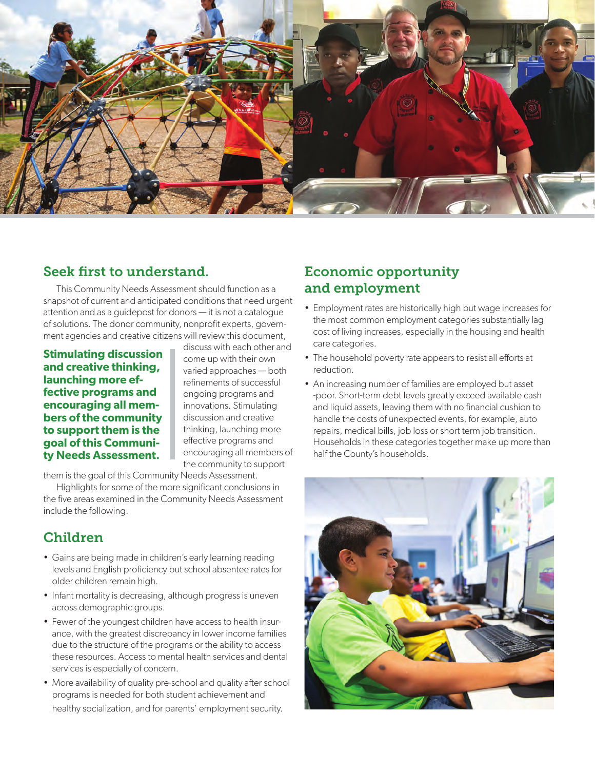## Seek first to understand.

This Community Needs Assessment should function as a snapshot of current and anticipated conditions that need urgent attention and as a guidepost for donors — it is not a catalogue of solutions. The donor community, nonprofit experts, government agencies and creative citizens will review this document, discuss with each other and come up with their own varied approaches — both refinements of successful ongoing programs and innovations. Stimulating discussion and creative thinking, launching more effective programs and encouraging all members of the community to support them is the goal of this Community Needs Assessment.

**Stimulating discussion and creative thinking, launching more effective programs and encouraging all members of the community to support them is the goal of this Community Needs Assessment.**

Highlights for some of the more significant conclusions in the five areas examined in the Community Needs Assessment include the following.

## Children

- Gains are being made in children's early learning reading levels and English proficiency but school absentee rates for older children remain high.
- Infant mortality is decreasing, although progress is uneven across demographic groups.
- Fewer of the youngest children have access to health insurance, with the greatest discrepancy in lower income families due to the structure of the programs or the ability to access these resources. Access to mental health services and dental services is especially of concern.
- More availability of quality pre-school and quality after school programs is needed for both student achievement and healthy socialization, and for parents' employment security.

## Economic opportunity and employment

- Employment rates are historically high but wage increases for the most common employment categories substantially lag cost of living increases, especially in the housing and health care categories.
- The household poverty rate appears to resist all efforts at reduction.
- An increasing number of families are employed but asset-poor. Short-term debt levels greatly exceed available cash and liquid assets, leaving them with no financial cushion to handle the costs of unexpected events, for example, auto repairs, medical bills, job loss or short term job transition. Households in these categories together make up more than half the County's households.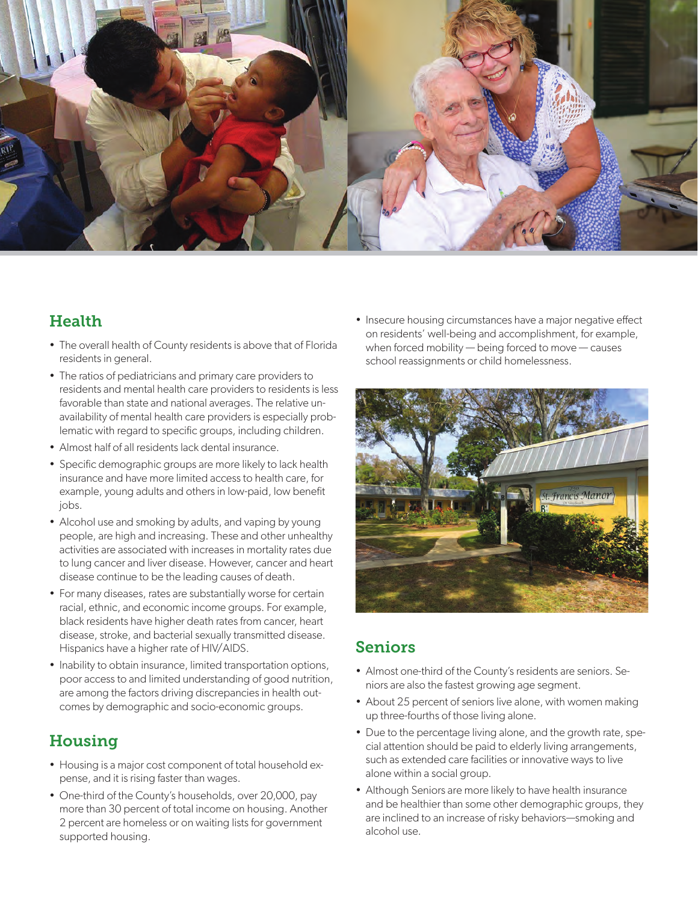## Health

- The overall health of County residents is above that of Florida residents in general.
- The ratios of pediatricians and primary care providers to residents and mental health care providers to residents is less favorable than state and national averages. The relative unavailability of mental health care providers is especially problematic with regard to specific groups, including children.
- Almost half of all residents lack dental insurance.
- Specific demographic groups are more likely to lack health insurance and have more limited access to health care, for example, young adults and others in low-paid, low benefit jobs.
- Alcohol use and smoking by adults, and vaping by young people, are high and increasing. These and other unhealthy activities are associated with increases in mortality rates due to lung cancer and liver disease. However, cancer and heart disease continue to be the leading causes of death.
- For many diseases, rates are substantially worse for certain racial, ethnic, and economic income groups. For example, black residents have higher death rates from cancer, heart disease, stroke, and bacterial sexually transmitted disease. Hispanics have a higher rate of HIV/AIDS.
- Inability to obtain insurance, limited transportation options, poor access to and limited understanding of good nutrition, are among the factors driving discrepancies in health outcomes by demographic and socio-economic groups.

## Housing

- Housing is a major cost component of total household expense, and it is rising faster than wages.
- One-third of the County's households, over 20,000, pay more than 30 percent of total income on housing. Another 2 percent are homeless or on waiting lists for government supported housing.
- Insecure housing circumstances have a major negative effect on residents' well-being and accomplishment, for example, when forced mobility — being forced to move — causes school reassignments or child homelessness.

## Seniors

- Almost one-third of the County's residents are seniors. Seniors are also the fastest growing age segment.
- About 25 percent of seniors live alone, with women making up three-fourths of those living alone.
- Due to the percentage living alone, and the growth rate, special attention should be paid to elderly living arrangements, such as extended care facilities or innovative ways to live alone within a social group.
- Although Seniors are more likely to have health insurance and be healthier than some other demographic groups, they are inclined to an increase of risky behaviors—smoking and alcohol use.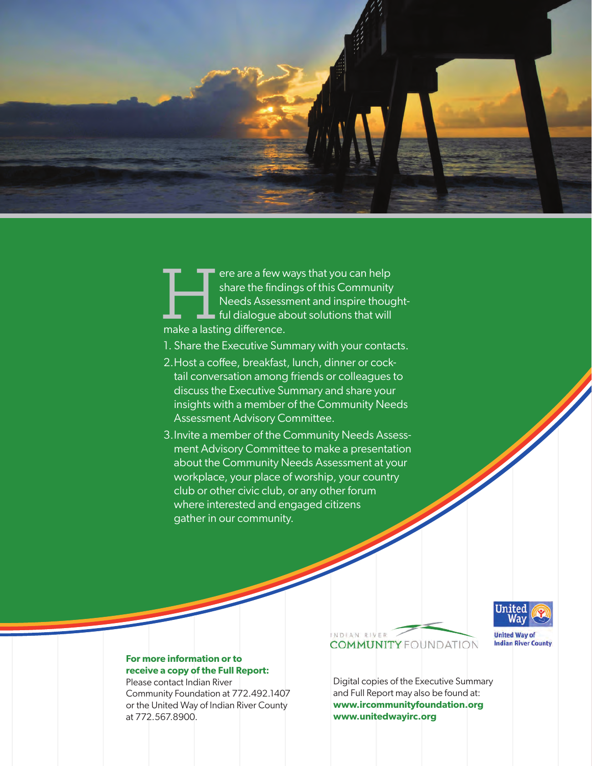Here are a few ways that you can help share the findings of this Community Needs Assessment and inspire thoughtful dialogue about solutions that will make a lasting difference.

1. Share the Executive Summary with your contacts.
2. Host a coffee, breakfast, lunch, dinner or cocktail conversation among friends or colleagues to discuss the Executive Summary and share your insights with a member of the Community Needs Assessment Advisory Committee.
3. Invite a member of the Community Needs Assessment Advisory Committee to make a presentation about the Community Needs Assessment at your workplace, your place of worship, your country club or other civic club, or any other forum where interested and engaged citizens gather in our community.

INDIAN RIVER COMMUNITY FOUNDATION

United Way of Indian River County

**For more information or to receive a copy of the Full Report:**
Please contact Indian River Community Foundation at 772.492.1407 or the United Way of Indian River County at 772.567.8900.

Digital copies of the Executive Summary and Full Report may also be found at:
**www.ircommunityfoundation.org**
**www.unitedwayirc.org**